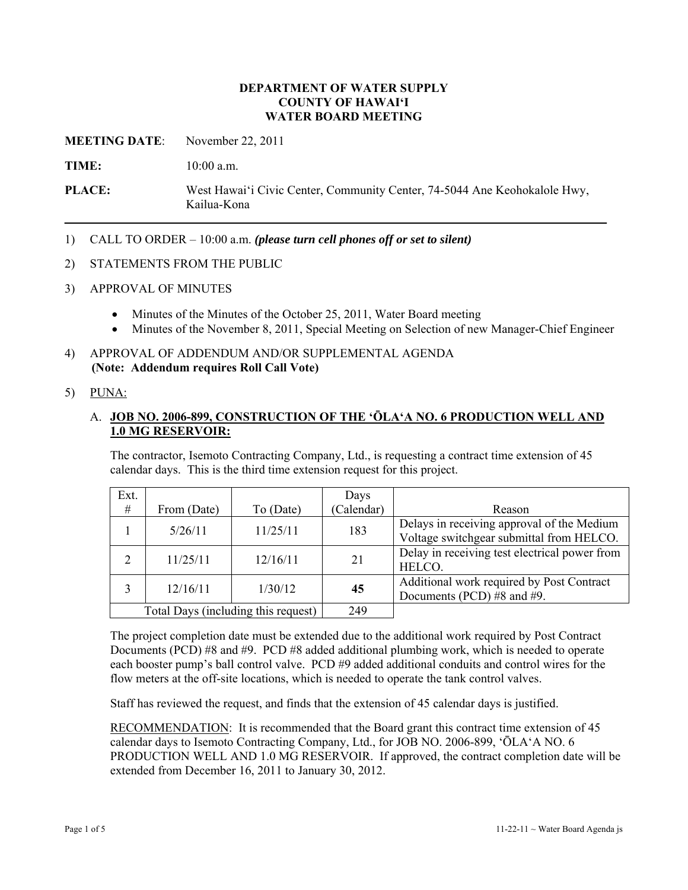**DEPARTMENT OF WATER SUPPLY**
**COUNTY OF HAWAI'I**
**WATER BOARD MEETING**

**MEETING DATE**: November 22, 2011

**TIME:** 10:00 a.m.

**PLACE:** West Hawai'i Civic Center, Community Center, 74-5044 Ane Keohokalole Hwy, Kailua-Kona

---

1) CALL TO ORDER – 10:00 a.m. ***(please turn cell phones off or set to silent)***

2) STATEMENTS FROM THE PUBLIC

3) APPROVAL OF MINUTES

   - Minutes of the Minutes of the October 25, 2011, Water Board meeting
   - Minutes of the November 8, 2011, Special Meeting on Selection of new Manager-Chief Engineer

4) APPROVAL OF ADDENDUM AND/OR SUPPLEMENTAL AGENDA
   **(Note: Addendum requires Roll Call Vote)**

5) PUNA:

   A. **JOB NO. 2006-899, CONSTRUCTION OF THE 'ŌLA'A NO. 6 PRODUCTION WELL AND 1.0 MG RESERVOIR:**

   The contractor, Isemoto Contracting Company, Ltd., is requesting a contract time extension of 45 calendar days. This is the third time extension request for this project.

| Ext. # | From (Date) | To (Date) | Days (Calendar) | Reason |
|---|---|---|---|---|
| 1 | 5/26/11 | 11/25/11 | 183 | Delays in receiving approval of the Medium Voltage switchgear submittal from HELCO. |
| 2 | 11/25/11 | 12/16/11 | 21 | Delay in receiving test electrical power from HELCO. |
| 3 | 12/16/11 | 1/30/12 | **45** | Additional work required by Post Contract Documents (PCD) #8 and #9. |
| Total Days (including this request) | | | 249 | |

   The project completion date must be extended due to the additional work required by Post Contract Documents (PCD) #8 and #9. PCD #8 added additional plumbing work, which is needed to operate each booster pump's ball control valve. PCD #9 added additional conduits and control wires for the flow meters at the off-site locations, which is needed to operate the tank control valves.

   Staff has reviewed the request, and finds that the extension of 45 calendar days is justified.

   RECOMMENDATION: It is recommended that the Board grant this contract time extension of 45 calendar days to Isemoto Contracting Company, Ltd., for JOB NO. 2006-899, 'ŌLA'A NO. 6 PRODUCTION WELL AND 1.0 MG RESERVOIR. If approved, the contract completion date will be extended from December 16, 2011 to January 30, 2012.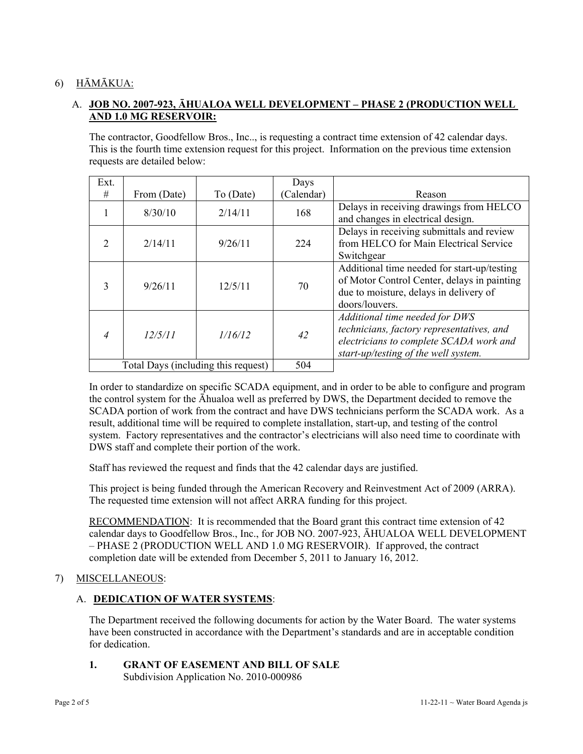6) HĀMĀKUA:

A. **JOB NO. 2007-923, ĀHUALOA WELL DEVELOPMENT – PHASE 2 (PRODUCTION WELL AND 1.0 MG RESERVOIR:**

The contractor, Goodfellow Bros., Inc.., is requesting a contract time extension of 42 calendar days. This is the fourth time extension request for this project. Information on the previous time extension requests are detailed below:

| Ext. # | From (Date) | To (Date) | Days (Calendar) | Reason |
|---|---|---|---|---|
| 1 | 8/30/10 | 2/14/11 | 168 | Delays in receiving drawings from HELCO and changes in electrical design. |
| 2 | 2/14/11 | 9/26/11 | 224 | Delays in receiving submittals and review from HELCO for Main Electrical Service Switchgear |
| 3 | 9/26/11 | 12/5/11 | 70 | Additional time needed for start-up/testing of Motor Control Center, delays in painting due to moisture, delays in delivery of doors/louvers. |
| *4* | *12/5/11* | *1/16/12* | *42* | *Additional time needed for DWS technicians, factory representatives, and electricians to complete SCADA work and start-up/testing of the well system.* |
| Total Days (including this request) | | | 504 | |

In order to standardize on specific SCADA equipment, and in order to be able to configure and program the control system for the Āhualoa well as preferred by DWS, the Department decided to remove the SCADA portion of work from the contract and have DWS technicians perform the SCADA work. As a result, additional time will be required to complete installation, start-up, and testing of the control system. Factory representatives and the contractor's electricians will also need time to coordinate with DWS staff and complete their portion of the work.

Staff has reviewed the request and finds that the 42 calendar days are justified.

This project is being funded through the American Recovery and Reinvestment Act of 2009 (ARRA). The requested time extension will not affect ARRA funding for this project.

RECOMMENDATION: It is recommended that the Board grant this contract time extension of 42 calendar days to Goodfellow Bros., Inc., for JOB NO. 2007-923, ĀHUALOA WELL DEVELOPMENT – PHASE 2 (PRODUCTION WELL AND 1.0 MG RESERVOIR). If approved, the contract completion date will be extended from December 5, 2011 to January 16, 2012.

7) MISCELLANEOUS:

A. **DEDICATION OF WATER SYSTEMS**:

The Department received the following documents for action by the Water Board. The water systems have been constructed in accordance with the Department's standards and are in acceptable condition for dedication.

1. **GRANT OF EASEMENT AND BILL OF SALE**
   Subdivision Application No. 2010-000986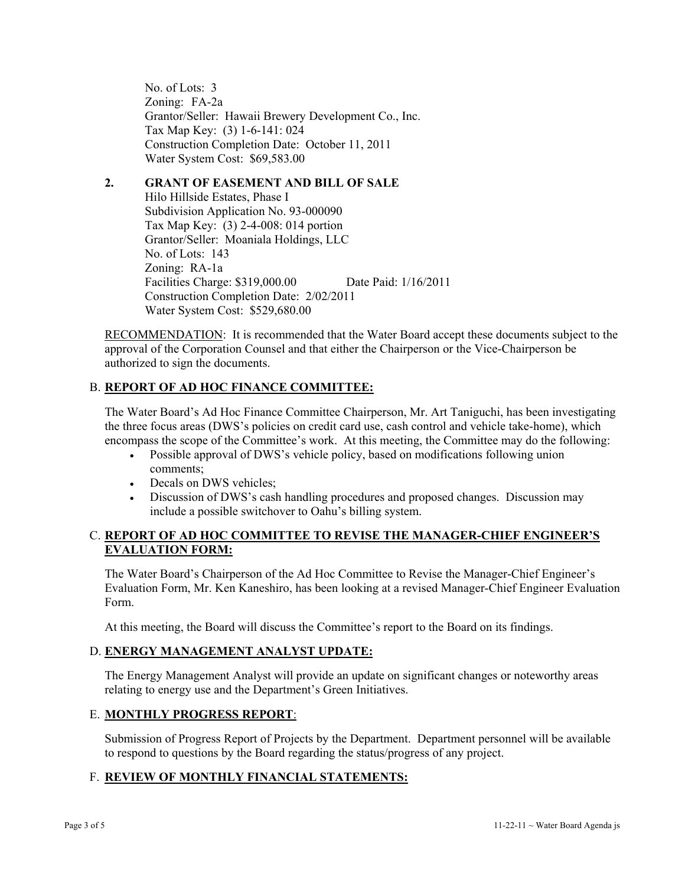No. of Lots: 3
Zoning: FA-2a
Grantor/Seller: Hawaii Brewery Development Co., Inc.
Tax Map Key: (3) 1-6-141: 024
Construction Completion Date: October 11, 2011
Water System Cost: $69,583.00

**2. GRANT OF EASEMENT AND BILL OF SALE**

Hilo Hillside Estates, Phase I
Subdivision Application No. 93-000090
Tax Map Key: (3) 2-4-008: 014 portion
Grantor/Seller: Moaniala Holdings, LLC
No. of Lots: 143
Zoning: RA-1a
Facilities Charge: $319,000.00 Date Paid: 1/16/2011
Construction Completion Date: 2/02/2011
Water System Cost: $529,680.00

RECOMMENDATION: It is recommended that the Water Board accept these documents subject to the approval of the Corporation Counsel and that either the Chairperson or the Vice-Chairperson be authorized to sign the documents.

## B. **REPORT OF AD HOC FINANCE COMMITTEE:**

The Water Board's Ad Hoc Finance Committee Chairperson, Mr. Art Taniguchi, has been investigating the three focus areas (DWS's policies on credit card use, cash control and vehicle take-home), which encompass the scope of the Committee's work. At this meeting, the Committee may do the following:

- Possible approval of DWS's vehicle policy, based on modifications following union comments;
- Decals on DWS vehicles;
- Discussion of DWS's cash handling procedures and proposed changes. Discussion may include a possible switchover to Oahu's billing system.

## C. **REPORT OF AD HOC COMMITTEE TO REVISE THE MANAGER-CHIEF ENGINEER'S EVALUATION FORM:**

The Water Board's Chairperson of the Ad Hoc Committee to Revise the Manager-Chief Engineer's Evaluation Form, Mr. Ken Kaneshiro, has been looking at a revised Manager-Chief Engineer Evaluation Form.

At this meeting, the Board will discuss the Committee's report to the Board on its findings.

## D. **ENERGY MANAGEMENT ANALYST UPDATE:**

The Energy Management Analyst will provide an update on significant changes or noteworthy areas relating to energy use and the Department's Green Initiatives.

## E. **MONTHLY PROGRESS REPORT**:

Submission of Progress Report of Projects by the Department. Department personnel will be available to respond to questions by the Board regarding the status/progress of any project.

## F. **REVIEW OF MONTHLY FINANCIAL STATEMENTS:**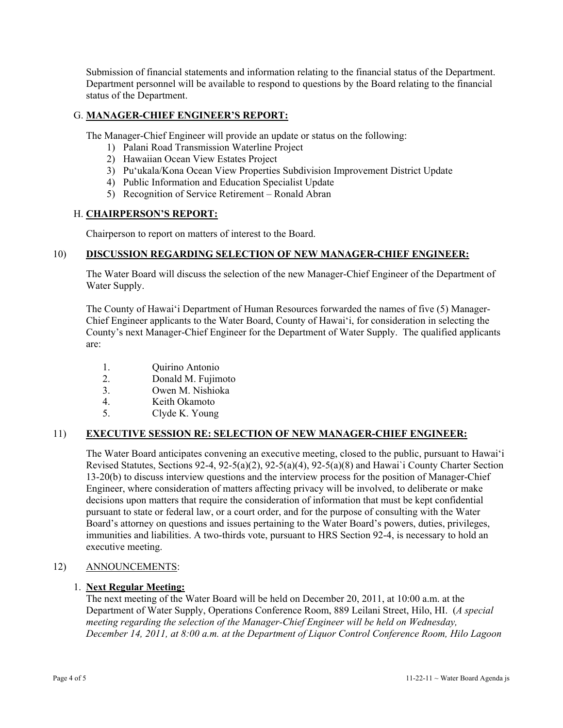Submission of financial statements and information relating to the financial status of the Department. Department personnel will be available to respond to questions by the Board relating to the financial status of the Department.

## G. **MANAGER-CHIEF ENGINEER'S REPORT:**

The Manager-Chief Engineer will provide an update or status on the following:

1) Palani Road Transmission Waterline Project
2) Hawaiian Ocean View Estates Project
3) Pu'ukala/Kona Ocean View Properties Subdivision Improvement District Update
4) Public Information and Education Specialist Update
5) Recognition of Service Retirement – Ronald Abran

## H. **CHAIRPERSON'S REPORT:**

Chairperson to report on matters of interest to the Board.

## 10) **DISCUSSION REGARDING SELECTION OF NEW MANAGER-CHIEF ENGINEER:**

The Water Board will discuss the selection of the new Manager-Chief Engineer of the Department of Water Supply.

The County of Hawai'i Department of Human Resources forwarded the names of five (5) Manager-Chief Engineer applicants to the Water Board, County of Hawai'i, for consideration in selecting the County's next Manager-Chief Engineer for the Department of Water Supply. The qualified applicants are:

1. Quirino Antonio
2. Donald M. Fujimoto
3. Owen M. Nishioka
4. Keith Okamoto
5. Clyde K. Young

## 11) **EXECUTIVE SESSION RE: SELECTION OF NEW MANAGER-CHIEF ENGINEER:**

The Water Board anticipates convening an executive meeting, closed to the public, pursuant to Hawai'i Revised Statutes, Sections 92-4, 92-5(a)(2), 92-5(a)(4), 92-5(a)(8) and Hawai`i County Charter Section 13-20(b) to discuss interview questions and the interview process for the position of Manager-Chief Engineer, where consideration of matters affecting privacy will be involved, to deliberate or make decisions upon matters that require the consideration of information that must be kept confidential pursuant to state or federal law, or a court order, and for the purpose of consulting with the Water Board's attorney on questions and issues pertaining to the Water Board's powers, duties, privileges, immunities and liabilities. A two-thirds vote, pursuant to HRS Section 92-4, is necessary to hold an executive meeting.

## 12) ANNOUNCEMENTS:

1. **Next Regular Meeting:**

The next meeting of the Water Board will be held on December 20, 2011, at 10:00 a.m. at the Department of Water Supply, Operations Conference Room, 889 Leilani Street, Hilo, HI. (*A special meeting regarding the selection of the Manager-Chief Engineer will be held on Wednesday, December 14, 2011, at 8:00 a.m. at the Department of Liquor Control Conference Room, Hilo Lagoon*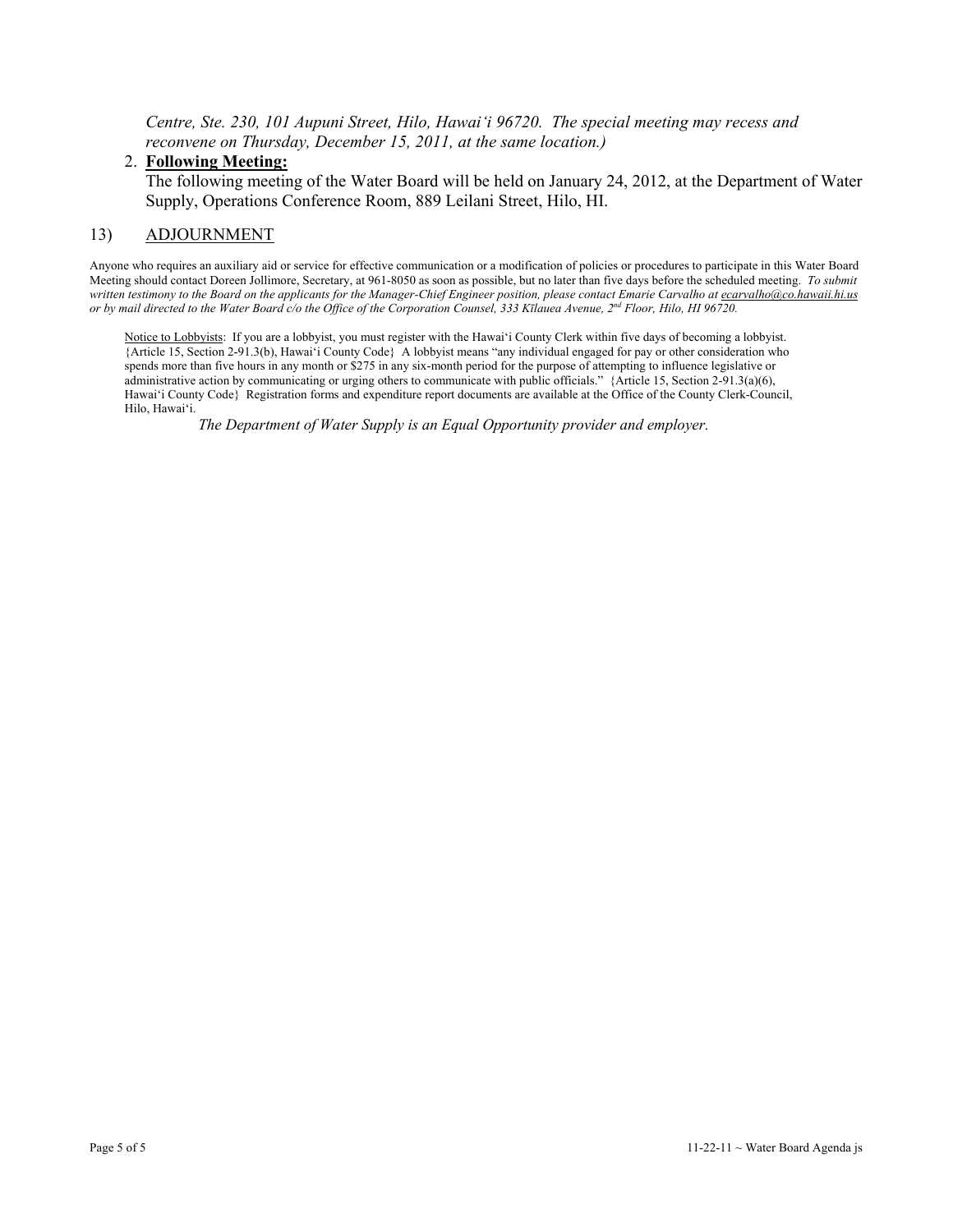*Centre, Ste. 230, 101 Aupuni Street, Hilo, Hawai'i 96720. The special meeting may recess and reconvene on Thursday, December 15, 2011, at the same location.)*

2. **<u>Following Meeting:</u>**
   The following meeting of the Water Board will be held on January 24, 2012, at the Department of Water Supply, Operations Conference Room, 889 Leilani Street, Hilo, HI.

13) <u>ADJOURNMENT</u>

Anyone who requires an auxiliary aid or service for effective communication or a modification of policies or procedures to participate in this Water Board Meeting should contact Doreen Jollimore, Secretary, at 961-8050 as soon as possible, but no later than five days before the scheduled meeting. *To submit written testimony to the Board on the applicants for the Manager-Chief Engineer position, please contact Emarie Carvalho at <u>ecarvalho@co.hawaii.hi.us</u> or by mail directed to the Water Board c/o the Office of the Corporation Counsel, 333 Kīlauea Avenue, 2nd Floor, Hilo, HI 96720.*

<u>Notice to Lobbyists</u>: If you are a lobbyist, you must register with the Hawai'i County Clerk within five days of becoming a lobbyist. {Article 15, Section 2-91.3(b), Hawai'i County Code} A lobbyist means "any individual engaged for pay or other consideration who spends more than five hours in any month or $275 in any six-month period for the purpose of attempting to influence legislative or administrative action by communicating or urging others to communicate with public officials." {Article 15, Section 2-91.3(a)(6), Hawai'i County Code} Registration forms and expenditure report documents are available at the Office of the County Clerk-Council, Hilo, Hawai'i.

*The Department of Water Supply is an Equal Opportunity provider and employer.*